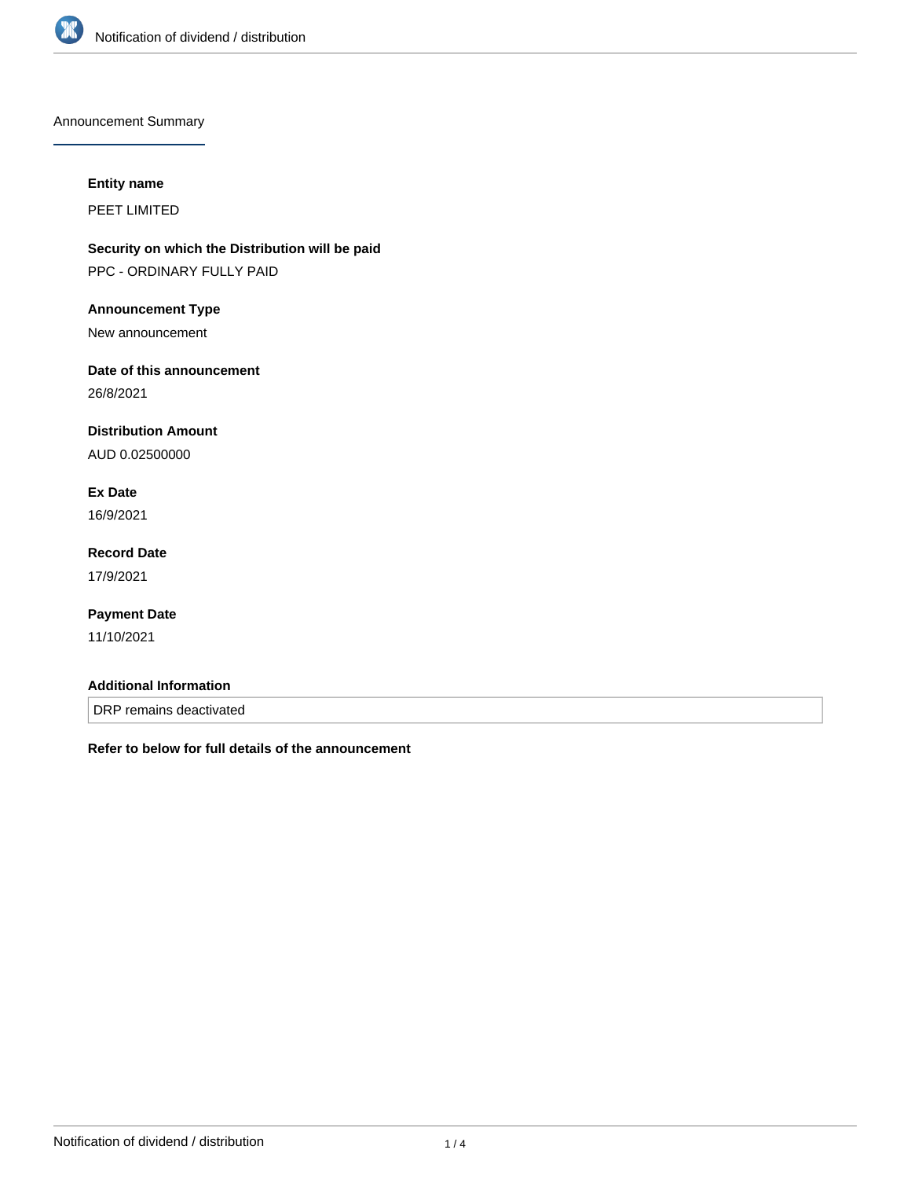Announcement Summary

**Entity name**

PEET LIMITED

**Security on which the Distribution will be paid**

PPC - ORDINARY FULLY PAID

**Announcement Type**

New announcement

**Date of this announcement**

26/8/2021

**Distribution Amount**

AUD 0.02500000

**Ex Date**

16/9/2021

**Record Date**

17/9/2021

**Payment Date**

11/10/2021

**Additional Information**

DRP remains deactivated

**Refer to below for full details of the announcement**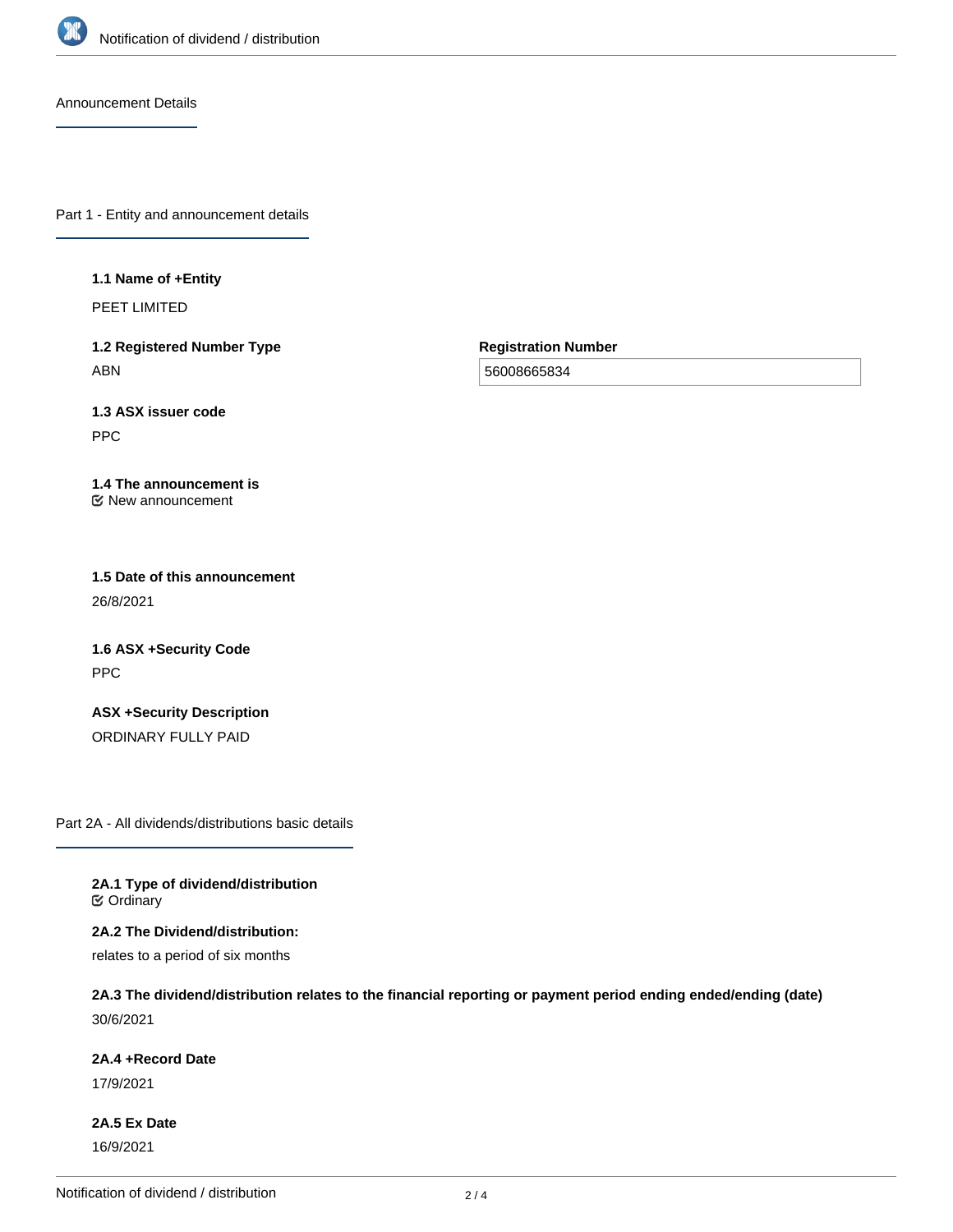## Announcement Details

### Part 1 - Entity and announcement details

**1.1 Name of +Entity**

PEET LIMITED

**1.2 Registered Number Type**

ABN

**Registration Number**

56008665834

**1.3 ASX issuer code**

PPC

**1.4 The announcement is**

New announcement

**1.5 Date of this announcement**

26/8/2021

**1.6 ASX +Security Code**

PPC

**ASX +Security Description**

ORDINARY FULLY PAID

### Part 2A - All dividends/distributions basic details

**2A.1 Type of dividend/distribution**

Ordinary

**2A.2 The Dividend/distribution:**

relates to a period of six months

**2A.3 The dividend/distribution relates to the financial reporting or payment period ending ended/ending (date)**

30/6/2021

**2A.4 +Record Date**

17/9/2021

**2A.5 Ex Date**

16/9/2021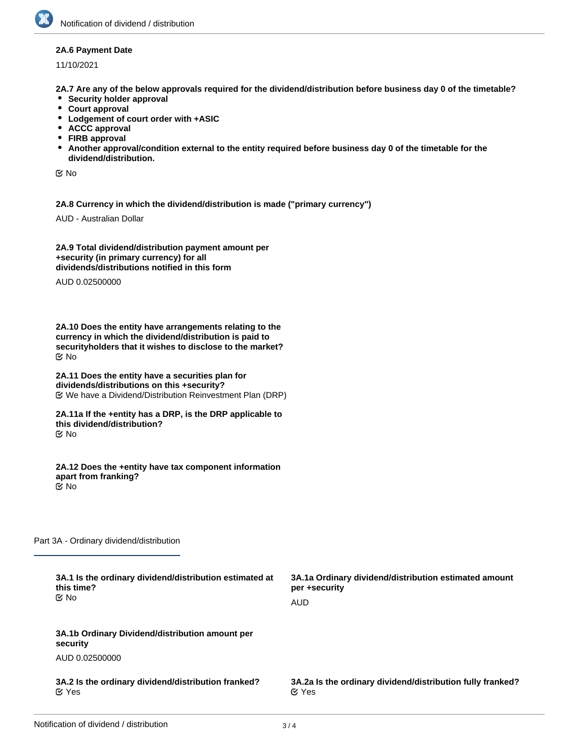**2A.6 Payment Date**

11/10/2021

**2A.7 Are any of the below approvals required for the dividend/distribution before business day 0 of the timetable?**

- **Security holder approval**
- **Court approval**
- **Lodgement of court order with +ASIC**
- **ACCC approval**
- **FIRB approval**
- **Another approval/condition external to the entity required before business day 0 of the timetable for the dividend/distribution.**

☑ No

**2A.8 Currency in which the dividend/distribution is made ("primary currency")**

AUD - Australian Dollar

**2A.9 Total dividend/distribution payment amount per +security (in primary currency) for all dividends/distributions notified in this form**

AUD 0.02500000

**2A.10 Does the entity have arrangements relating to the currency in which the dividend/distribution is paid to securityholders that it wishes to disclose to the market?**

☑ No

**2A.11 Does the entity have a securities plan for dividends/distributions on this +security?**

☑ We have a Dividend/Distribution Reinvestment Plan (DRP)

**2A.11a If the +entity has a DRP, is the DRP applicable to this dividend/distribution?**

☑ No

**2A.12 Does the +entity have tax component information apart from franking?**

☑ No

## Part 3A - Ordinary dividend/distribution

**3A.1 Is the ordinary dividend/distribution estimated at this time?**

☑ No

**3A.1a Ordinary dividend/distribution estimated amount per +security**

AUD

**3A.1b Ordinary Dividend/distribution amount per security**

AUD 0.02500000

**3A.2 Is the ordinary dividend/distribution franked?**

☑ Yes

**3A.2a Is the ordinary dividend/distribution fully franked?**

☑ Yes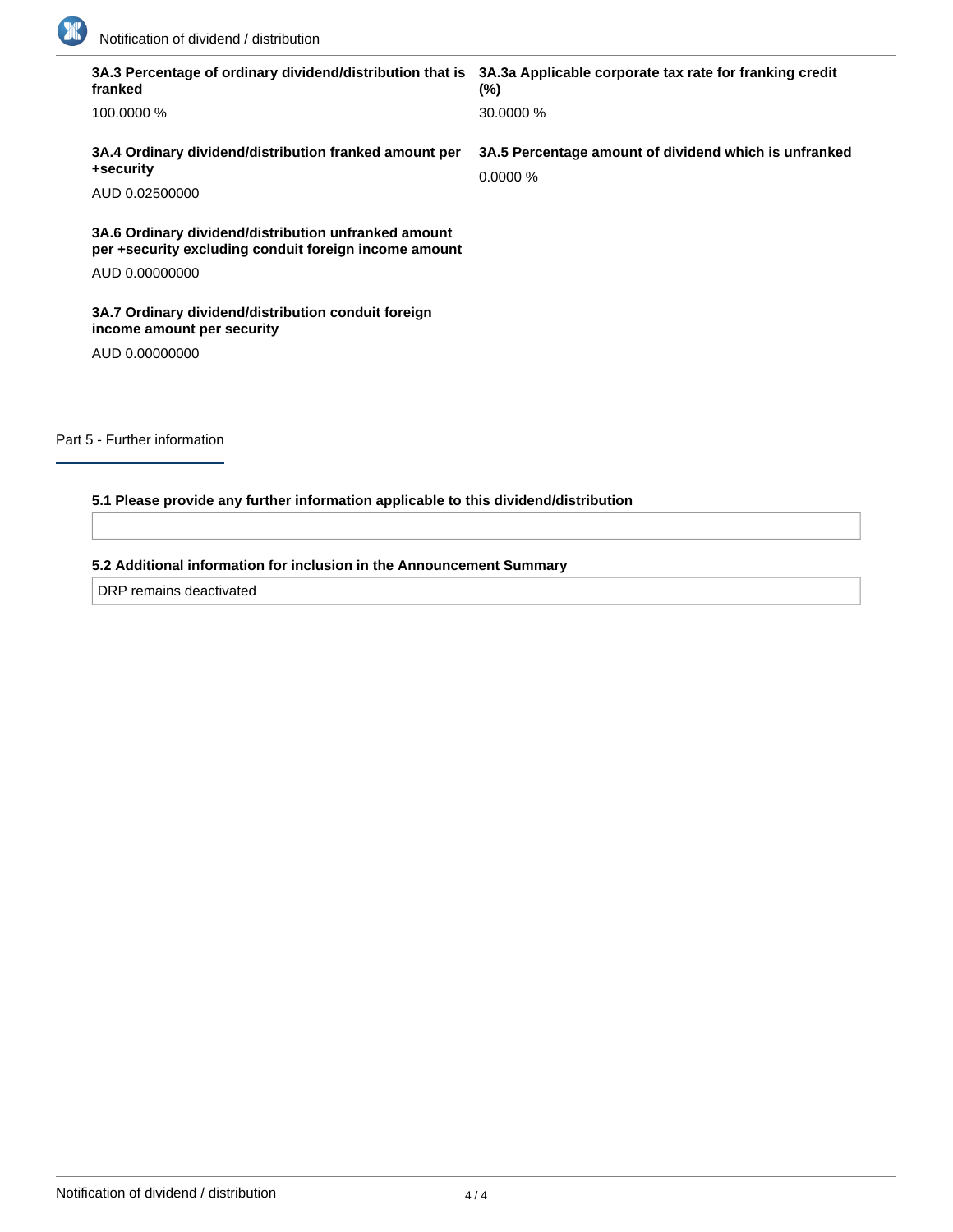**3A.3 Percentage of ordinary dividend/distribution that is franked**

100.0000 %

**3A.3a Applicable corporate tax rate for franking credit (%)**

30.0000 %

**3A.4 Ordinary dividend/distribution franked amount per +security**

AUD 0.02500000

**3A.5 Percentage amount of dividend which is unfranked**

0.0000 %

**3A.6 Ordinary dividend/distribution unfranked amount per +security excluding conduit foreign income amount**

AUD 0.00000000

**3A.7 Ordinary dividend/distribution conduit foreign income amount per security**

AUD 0.00000000

## Part 5 - Further information

**5.1 Please provide any further information applicable to this dividend/distribution**

**5.2 Additional information for inclusion in the Announcement Summary**

DRP remains deactivated